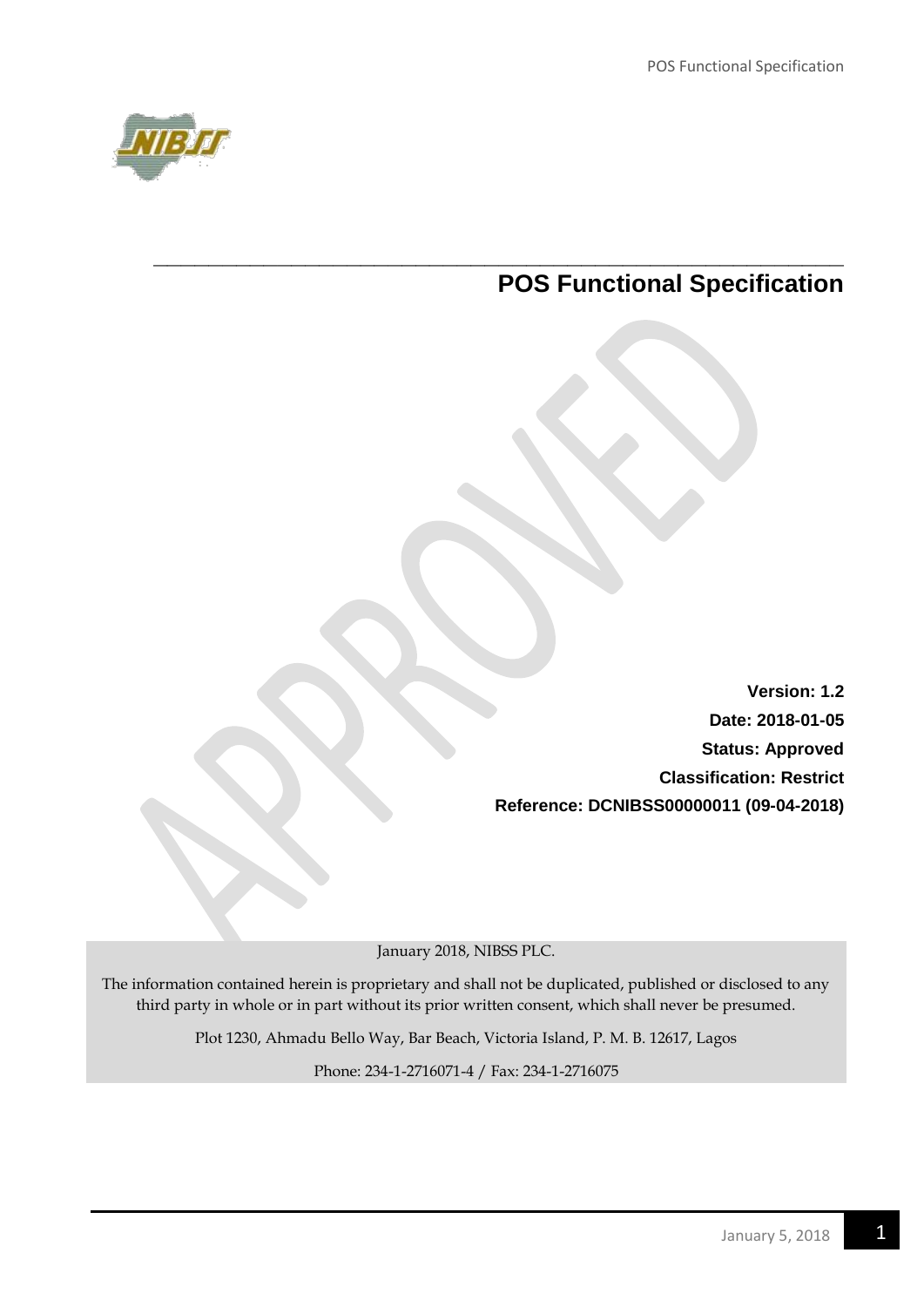# POS Functional Specification

**Version: 1.2**

**Date: 2018-01-05**

**Status: Approved**

**Classification: Restrict**

**Reference: DCNIBSS00000011 (09-04-2018)**

January 2018, NIBSS PLC.

The information contained herein is proprietary and shall not be duplicated, published or disclosed to any third party in whole or in part without its prior written consent, which shall never be presumed.

Plot 1230, Ahmadu Bello Way, Bar Beach, Victoria Island, P. M. B. 12617, Lagos

Phone: 234-1-2716071-4 / Fax: 234-1-2716075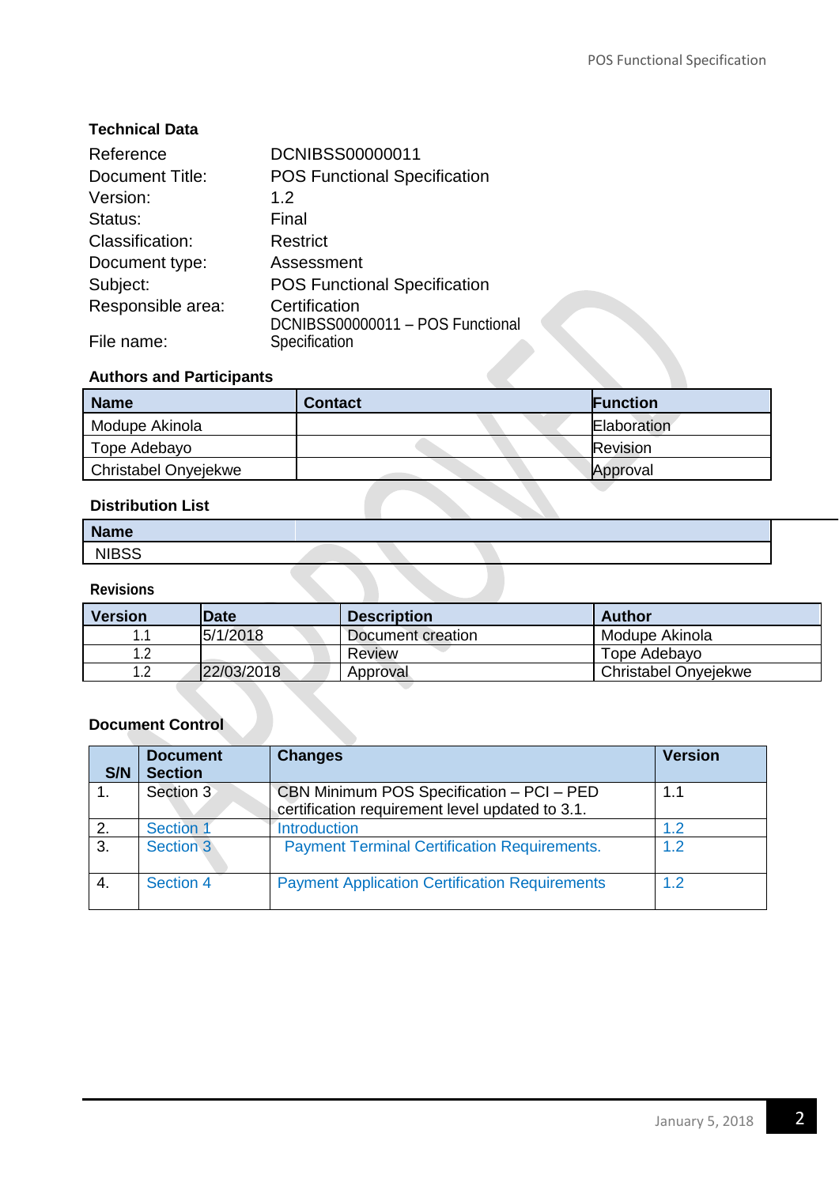### Technical Data

| | |
|---|---|
| Reference | DCNIBSS00000011 |
| Document Title: | POS Functional Specification |
| Version: | 1.2 |
| Status: | Final |
| Classification: | Restrict |
| Document type: | Assessment |
| Subject: | POS Functional Specification |
| Responsible area: | Certification |
| File name: | DCNIBSS00000011 – POS Functional Specification |

### Authors and Participants

| Name | Contact | Function |
|---|---|---|
| Modupe Akinola | | Elaboration |
| Tope Adebayo | | Revision |
| Christabel Onyejekwe | | Approval |

### Distribution List

| Name | |
|---|---|
| NIBSS | |

### Revisions

| Version | Date | Description | Author |
|---|---|---|---|
| 1.1 | 5/1/2018 | Document creation | Modupe Akinola |
| 1.2 | | Review | Tope Adebayo |
| 1.2 | 22/03/2018 | Approval | Christabel Onyejekwe |

### Document Control

| S/N | Document Section | Changes | Version |
|---|---|---|---|
| 1. | Section 3 | CBN Minimum POS Specification – PCI – PED certification requirement level updated to 3.1. | 1.1 |
| 2. | Section 1 | Introduction | 1.2 |
| 3. | Section 3 | Payment Terminal Certification Requirements. | 1.2 |
| 4. | Section 4 | Payment Application Certification Requirements | 1.2 |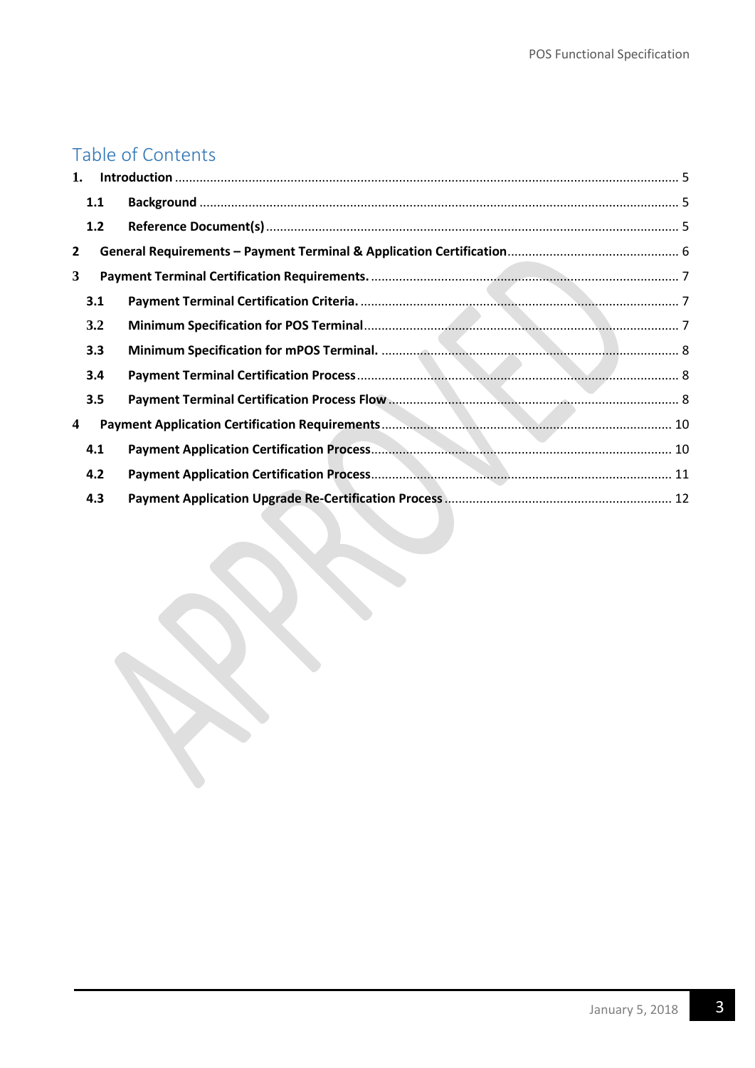# Table of Contents

1. **Introduction** ........ 5
   - **1.1 Background** ........ 5
   - **1.2 Reference Document(s)** ........ 5
2. **General Requirements – Payment Terminal & Application Certification** ........ 6
3. **Payment Terminal Certification Requirements.** ........ 7
   - **3.1 Payment Terminal Certification Criteria.** ........ 7
   - **3.2 Minimum Specification for POS Terminal** ........ 7
   - **3.3 Minimum Specification for mPOS Terminal.** ........ 8
   - **3.4 Payment Terminal Certification Process** ........ 8
   - **3.5 Payment Terminal Certification Process Flow** ........ 8
4. **Payment Application Certification Requirements** ........ 10
   - **4.1 Payment Application Certification Process** ........ 10
   - **4.2 Payment Application Certification Process** ........ 11
   - **4.3 Payment Application Upgrade Re-Certification Process** ........ 12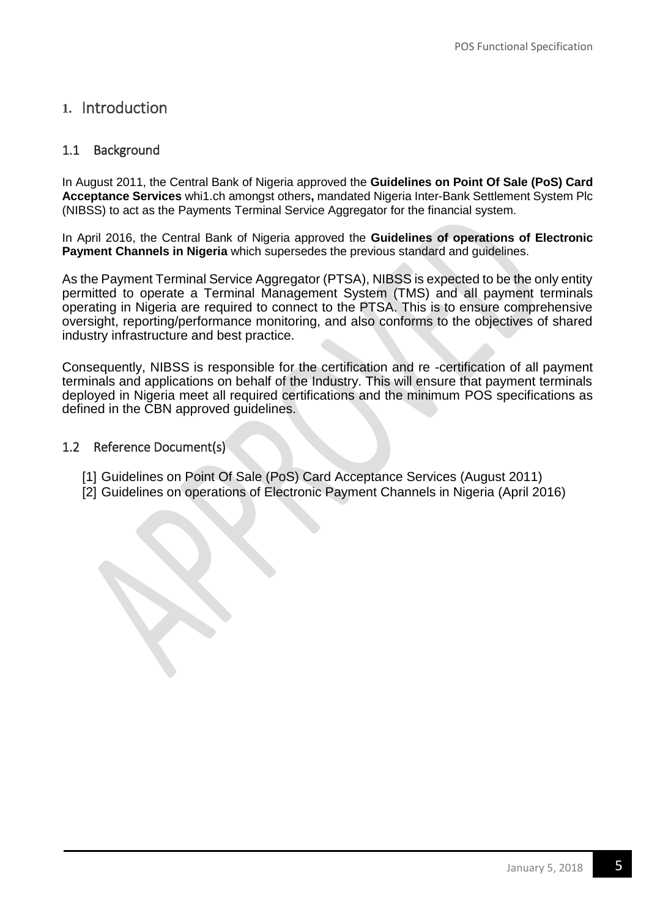# 1. Introduction

## 1.1 Background

In August 2011, the Central Bank of Nigeria approved the **Guidelines on Point Of Sale (PoS) Card Acceptance Services** whi1.ch amongst others**,** mandated Nigeria Inter-Bank Settlement System Plc (NIBSS) to act as the Payments Terminal Service Aggregator for the financial system.

In April 2016, the Central Bank of Nigeria approved the **Guidelines of operations of Electronic Payment Channels in Nigeria** which supersedes the previous standard and guidelines.

As the Payment Terminal Service Aggregator (PTSA), NIBSS is expected to be the only entity permitted to operate a Terminal Management System (TMS) and all payment terminals operating in Nigeria are required to connect to the PTSA. This is to ensure comprehensive oversight, reporting/performance monitoring, and also conforms to the objectives of shared industry infrastructure and best practice.

Consequently, NIBSS is responsible for the certification and re -certification of all payment terminals and applications on behalf of the Industry. This will ensure that payment terminals deployed in Nigeria meet all required certifications and the minimum POS specifications as defined in the CBN approved guidelines.

## 1.2 Reference Document(s)

[1] Guidelines on Point Of Sale (PoS) Card Acceptance Services (August 2011)
[2] Guidelines on operations of Electronic Payment Channels in Nigeria (April 2016)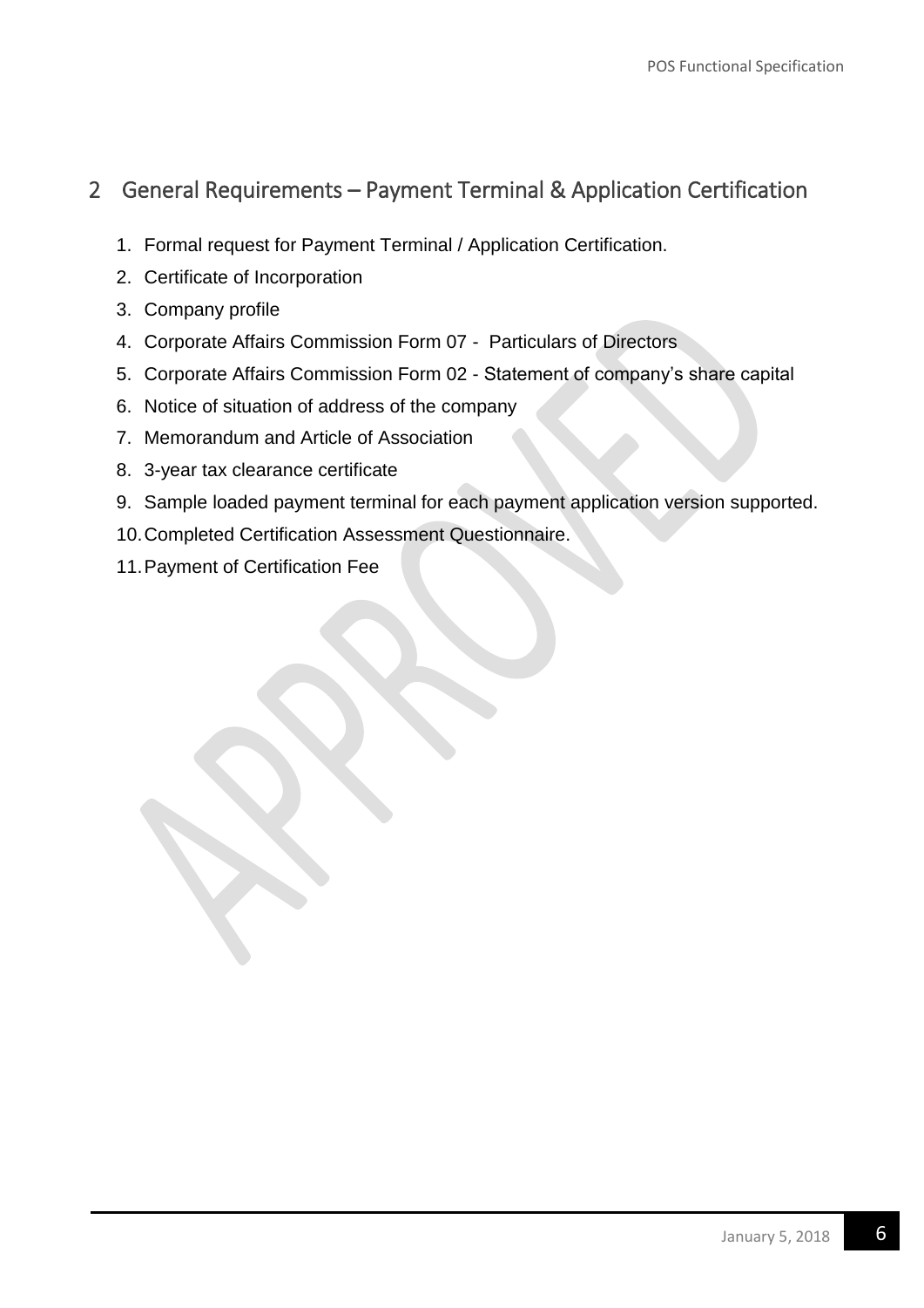## 2 General Requirements – Payment Terminal & Application Certification

1. Formal request for Payment Terminal / Application Certification.
2. Certificate of Incorporation
3. Company profile
4. Corporate Affairs Commission Form 07 - Particulars of Directors
5. Corporate Affairs Commission Form 02 - Statement of company's share capital
6. Notice of situation of address of the company
7. Memorandum and Article of Association
8. 3-year tax clearance certificate
9. Sample loaded payment terminal for each payment application version supported.
10. Completed Certification Assessment Questionnaire.
11. Payment of Certification Fee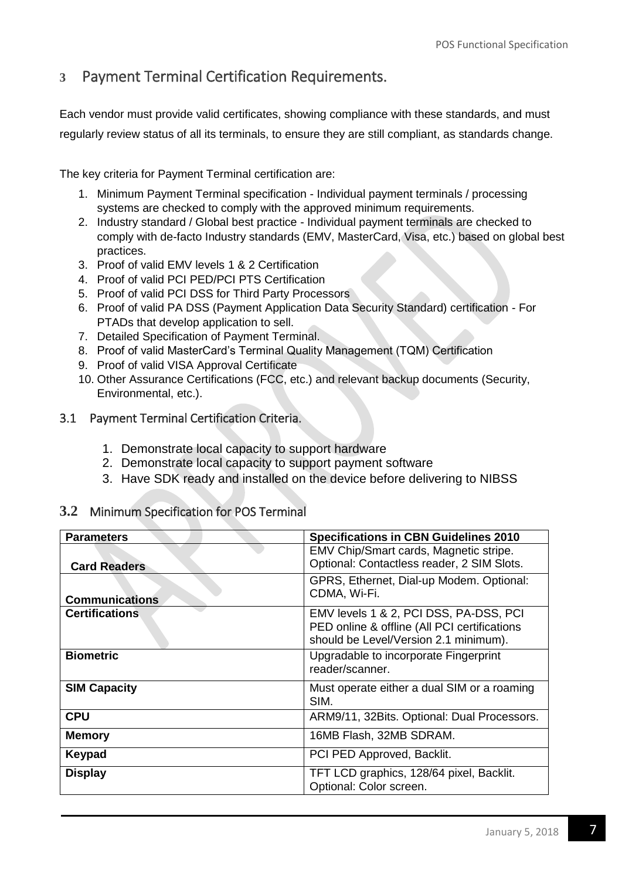# 3 Payment Terminal Certification Requirements.

Each vendor must provide valid certificates, showing compliance with these standards, and must regularly review status of all its terminals, to ensure they are still compliant, as standards change.

The key criteria for Payment Terminal certification are:

1. Minimum Payment Terminal specification - Individual payment terminals / processing systems are checked to comply with the approved minimum requirements.
2. Industry standard / Global best practice - Individual payment terminals are checked to comply with de-facto Industry standards (EMV, MasterCard, Visa, etc.) based on global best practices.
3. Proof of valid EMV levels 1 & 2 Certification
4. Proof of valid PCI PED/PCI PTS Certification
5. Proof of valid PCI DSS for Third Party Processors
6. Proof of valid PA DSS (Payment Application Data Security Standard) certification - For PTADs that develop application to sell.
7. Detailed Specification of Payment Terminal.
8. Proof of valid MasterCard's Terminal Quality Management (TQM) Certification
9. Proof of valid VISA Approval Certificate
10. Other Assurance Certifications (FCC, etc.) and relevant backup documents (Security, Environmental, etc.).

## 3.1 Payment Terminal Certification Criteria.

1. Demonstrate local capacity to support hardware
2. Demonstrate local capacity to support payment software
3. Have SDK ready and installed on the device before delivering to NIBSS

## 3.2 Minimum Specification for POS Terminal

| Parameters | Specifications in CBN Guidelines 2010 |
|---|---|
| Card Readers | EMV Chip/Smart cards, Magnetic stripe. Optional: Contactless reader, 2 SIM Slots. |
| Communications | GPRS, Ethernet, Dial-up Modem. Optional: CDMA, Wi-Fi. |
| Certifications | EMV levels 1 & 2, PCI DSS, PA-DSS, PCI PED online & offline (All PCI certifications should be Level/Version 2.1 minimum). |
| Biometric | Upgradable to incorporate Fingerprint reader/scanner. |
| SIM Capacity | Must operate either a dual SIM or a roaming SIM. |
| CPU | ARM9/11, 32Bits. Optional: Dual Processors. |
| Memory | 16MB Flash, 32MB SDRAM. |
| Keypad | PCI PED Approved, Backlit. |
| Display | TFT LCD graphics, 128/64 pixel, Backlit. Optional: Color screen. |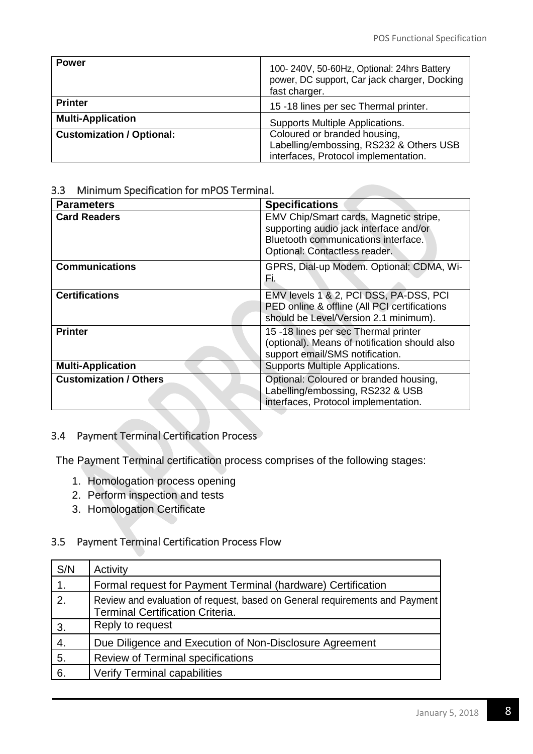| **Power** | 100- 240V, 50-60Hz, Optional: 24hrs Battery power, DC support, Car jack charger, Docking fast charger. |
|---|---|
| **Printer** | 15 -18 lines per sec Thermal printer. |
| **Multi-Application** | Supports Multiple Applications. |
| **Customization / Optional:** | Coloured or branded housing, Labelling/embossing, RS232 & Others USB interfaces, Protocol implementation. |

### 3.3 Minimum Specification for mPOS Terminal.

| **Parameters** | **Specifications** |
|---|---|
| **Card Readers** | EMV Chip/Smart cards, Magnetic stripe, supporting audio jack interface and/or Bluetooth communications interface. Optional: Contactless reader. |
| **Communications** | GPRS, Dial-up Modem. Optional: CDMA, Wi-Fi. |
| **Certifications** | EMV levels 1 & 2, PCI DSS, PA-DSS, PCI PED online & offline (All PCI certifications should be Level/Version 2.1 minimum). |
| **Printer** | 15 -18 lines per sec Thermal printer (optional). Means of notification should also support email/SMS notification. |
| **Multi-Application** | Supports Multiple Applications. |
| **Customization / Others** | Optional: Coloured or branded housing, Labelling/embossing, RS232 & USB interfaces, Protocol implementation. |

### 3.4 Payment Terminal Certification Process

The Payment Terminal certification process comprises of the following stages:

1. Homologation process opening
2. Perform inspection and tests
3. Homologation Certificate

### 3.5 Payment Terminal Certification Process Flow

| S/N | Activity |
|---|---|
| 1. | Formal request for Payment Terminal (hardware) Certification |
| 2. | Review and evaluation of request, based on General requirements and Payment Terminal Certification Criteria. |
| 3. | Reply to request |
| 4. | Due Diligence and Execution of Non-Disclosure Agreement |
| 5. | Review of Terminal specifications |
| 6. | Verify Terminal capabilities |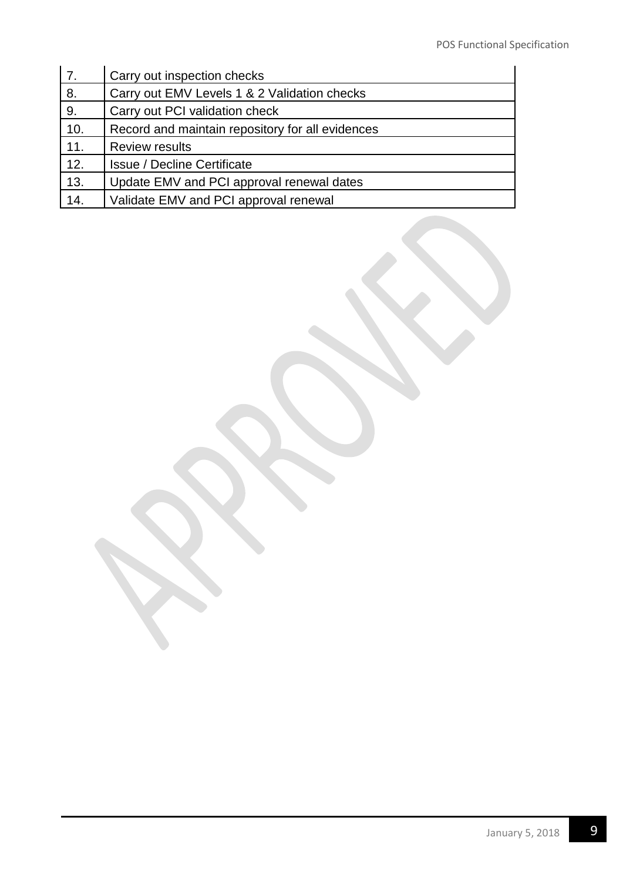| | |
|---|---|
| 7. | Carry out inspection checks |
| 8. | Carry out EMV Levels 1 & 2 Validation checks |
| 9. | Carry out PCI validation check |
| 10. | Record and maintain repository for all evidences |
| 11. | Review results |
| 12. | Issue / Decline Certificate |
| 13. | Update EMV and PCI approval renewal dates |
| 14. | Validate EMV and PCI approval renewal |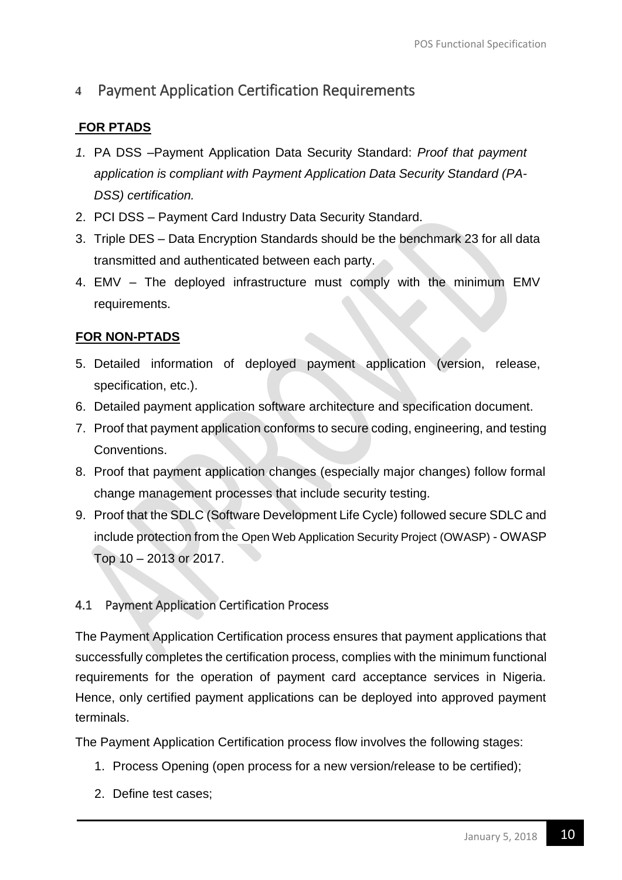# 4 Payment Application Certification Requirements

**FOR PTADS**

1. PA DSS –Payment Application Data Security Standard: *Proof that payment application is compliant with Payment Application Data Security Standard (PA-DSS) certification.*
2. PCI DSS – Payment Card Industry Data Security Standard.
3. Triple DES – Data Encryption Standards should be the benchmark 23 for all data transmitted and authenticated between each party.
4. EMV – The deployed infrastructure must comply with the minimum EMV requirements.

**FOR NON-PTADS**

5. Detailed information of deployed payment application (version, release, specification, etc.).
6. Detailed payment application software architecture and specification document.
7. Proof that payment application conforms to secure coding, engineering, and testing Conventions.
8. Proof that payment application changes (especially major changes) follow formal change management processes that include security testing.
9. Proof that the SDLC (Software Development Life Cycle) followed secure SDLC and include protection from the Open Web Application Security Project (OWASP) - OWASP Top 10 – 2013 or 2017.

## 4.1 Payment Application Certification Process

The Payment Application Certification process ensures that payment applications that successfully completes the certification process, complies with the minimum functional requirements for the operation of payment card acceptance services in Nigeria. Hence, only certified payment applications can be deployed into approved payment terminals.

The Payment Application Certification process flow involves the following stages:

1. Process Opening (open process for a new version/release to be certified);
2. Define test cases;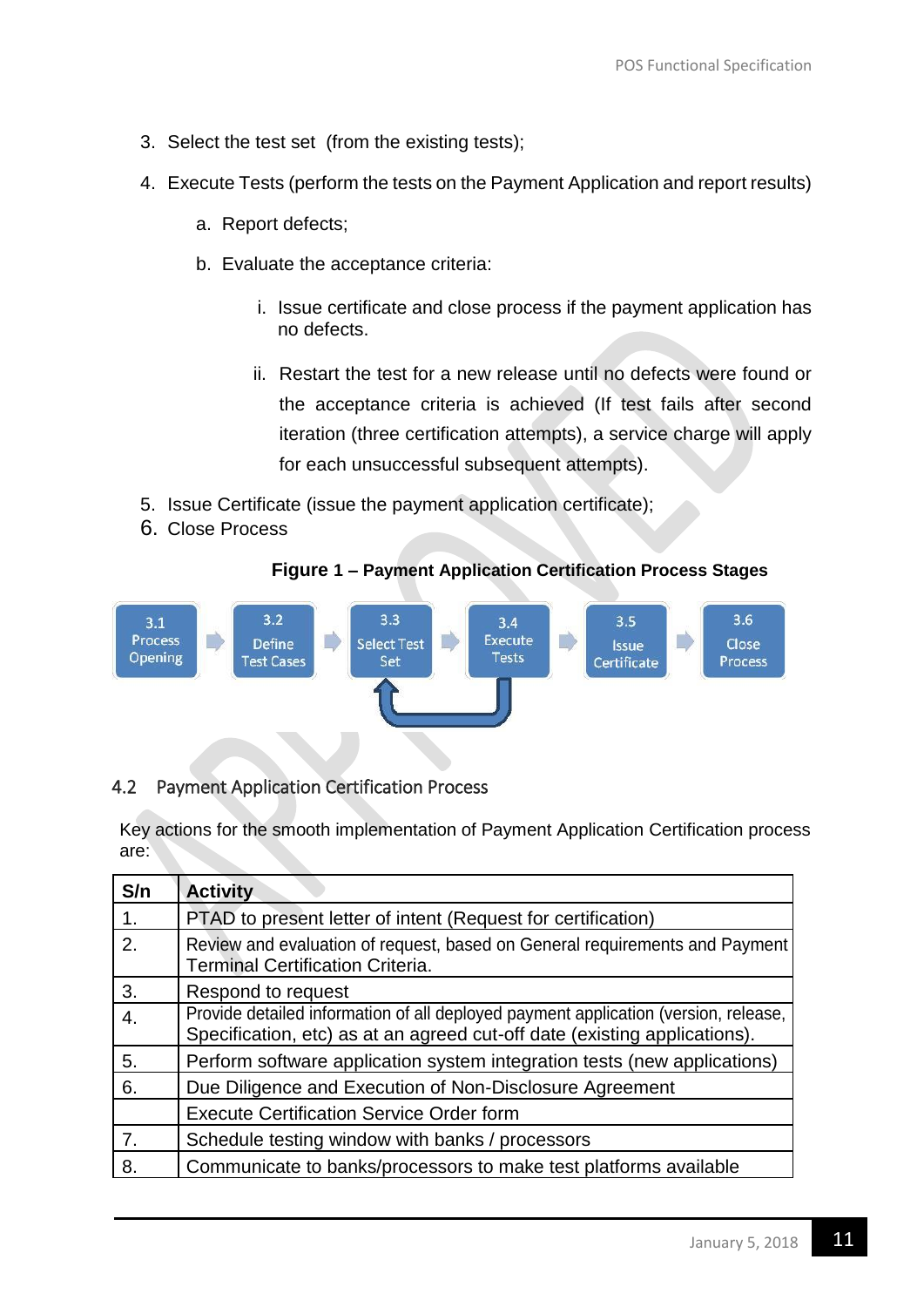3. Select the test set (from the existing tests);
4. Execute Tests (perform the tests on the Payment Application and report results)
    a. Report defects;
    b. Evaluate the acceptance criteria:
        i. Issue certificate and close process if the payment application has no defects.
        ii. Restart the test for a new release until no defects were found or the acceptance criteria is achieved (If test fails after second iteration (three certification attempts), a service charge will apply for each unsuccessful subsequent attempts).
5. Issue Certificate (issue the payment application certificate);
6. Close Process

**Figure 1 – Payment Application Certification Process Stages**

3.1 Process Opening → 3.2 Define Test Cases → 3.3 Select Test Set → 3.4 Execute Tests → 3.5 Issue Certificate → 3.6 Close Process

## 4.2 Payment Application Certification Process

Key actions for the smooth implementation of Payment Application Certification process are:

| S/n | Activity |
|---|---|
| 1. | PTAD to present letter of intent (Request for certification) |
| 2. | Review and evaluation of request, based on General requirements and Payment Terminal Certification Criteria. |
| 3. | Respond to request |
| 4. | Provide detailed information of all deployed payment application (version, release, Specification, etc) as at an agreed cut-off date (existing applications). |
| 5. | Perform software application system integration tests (new applications) |
| 6. | Due Diligence and Execution of Non-Disclosure Agreement |
| | Execute Certification Service Order form |
| 7. | Schedule testing window with banks / processors |
| 8. | Communicate to banks/processors to make test platforms available |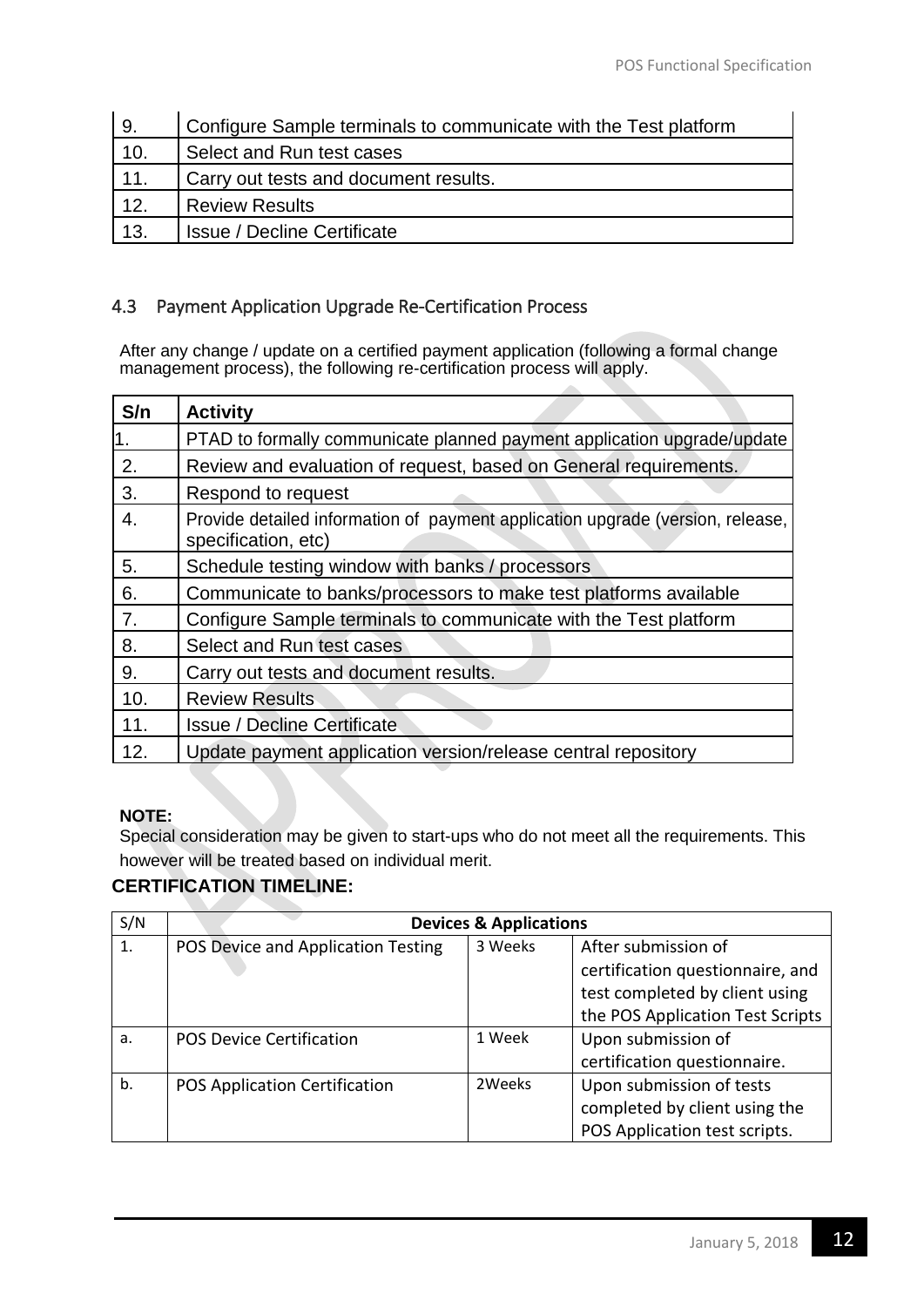| | |
|---|---|
| 9. | Configure Sample terminals to communicate with the Test platform |
| 10. | Select and Run test cases |
| 11. | Carry out tests and document results. |
| 12. | Review Results |
| 13. | Issue / Decline Certificate |

### 4.3 Payment Application Upgrade Re-Certification Process

After any change / update on a certified payment application (following a formal change management process), the following re-certification process will apply.

| S/n | Activity |
|---|---|
| 1. | PTAD to formally communicate planned payment application upgrade/update |
| 2. | Review and evaluation of request, based on General requirements. |
| 3. | Respond to request |
| 4. | Provide detailed information of payment application upgrade (version, release, specification, etc) |
| 5. | Schedule testing window with banks / processors |
| 6. | Communicate to banks/processors to make test platforms available |
| 7. | Configure Sample terminals to communicate with the Test platform |
| 8. | Select and Run test cases |
| 9. | Carry out tests and document results. |
| 10. | Review Results |
| 11. | Issue / Decline Certificate |
| 12. | Update payment application version/release central repository |

**NOTE:**

Special consideration may be given to start-ups who do not meet all the requirements. This however will be treated based on individual merit.

**CERTIFICATION TIMELINE:**

| S/N | Devices & Applications | | |
|---|---|---|---|
| 1. | POS Device and Application Testing | 3 Weeks | After submission of certification questionnaire, and test completed by client using the POS Application Test Scripts |
| a. | POS Device Certification | 1 Week | Upon submission of certification questionnaire. |
| b. | POS Application Certification | 2Weeks | Upon submission of tests completed by client using the POS Application test scripts. |